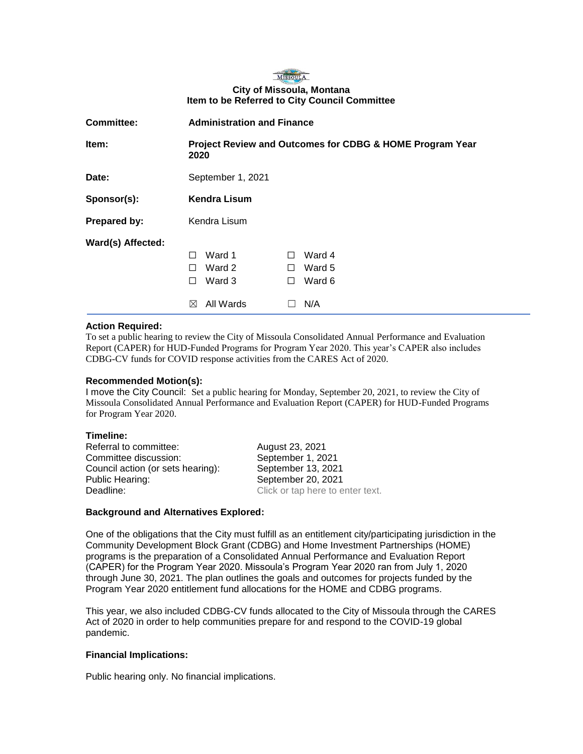**City of Missoula, Montana**
**Item to be Referred to City Council Committee**

| | |
|---|---|
| **Committee:** | **Administration and Finance** |
| **Item:** | **Project Review and Outcomes for CDBG & HOME Program Year 2020** |
| **Date:** | September 1, 2021 |
| **Sponsor(s):** | **Kendra Lisum** |
| **Prepared by:** | Kendra Lisum |
| **Ward(s) Affected:** | ☐ Ward 1 ☐ Ward 4<br>☐ Ward 2 ☐ Ward 5<br>☐ Ward 3 ☐ Ward 6<br>☒ All Wards ☐ N/A |

**Action Required:**
To set a public hearing to review the City of Missoula Consolidated Annual Performance and Evaluation Report (CAPER) for HUD-Funded Programs for Program Year 2020. This year's CAPER also includes CDBG-CV funds for COVID response activities from the CARES Act of 2020.

**Recommended Motion(s):**
I move the City Council: Set a public hearing for Monday, September 20, 2021, to review the City of Missoula Consolidated Annual Performance and Evaluation Report (CAPER) for HUD-Funded Programs for Program Year 2020.

**Timeline:**

| | |
|---|---|
| Referral to committee: | August 23, 2021 |
| Committee discussion: | September 1, 2021 |
| Council action (or sets hearing): | September 13, 2021 |
| Public Hearing: | September 20, 2021 |
| Deadline: | Click or tap here to enter text. |

**Background and Alternatives Explored:**

One of the obligations that the City must fulfill as an entitlement city/participating jurisdiction in the Community Development Block Grant (CDBG) and Home Investment Partnerships (HOME) programs is the preparation of a Consolidated Annual Performance and Evaluation Report (CAPER) for the Program Year 2020. Missoula's Program Year 2020 ran from July 1, 2020 through June 30, 2021. The plan outlines the goals and outcomes for projects funded by the Program Year 2020 entitlement fund allocations for the HOME and CDBG programs.

This year, we also included CDBG-CV funds allocated to the City of Missoula through the CARES Act of 2020 in order to help communities prepare for and respond to the COVID-19 global pandemic.

**Financial Implications:**

Public hearing only. No financial implications.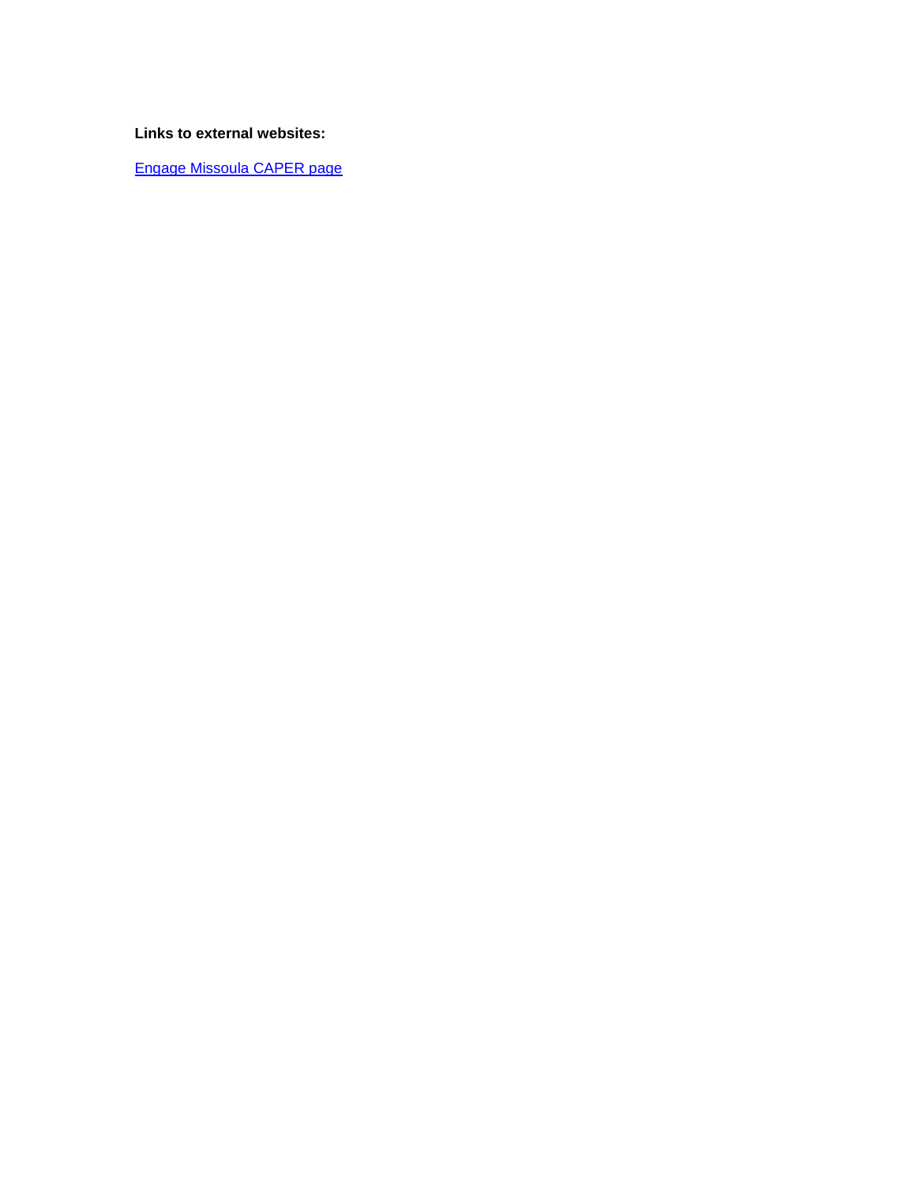**Links to external websites:**

Engage Missoula CAPER page